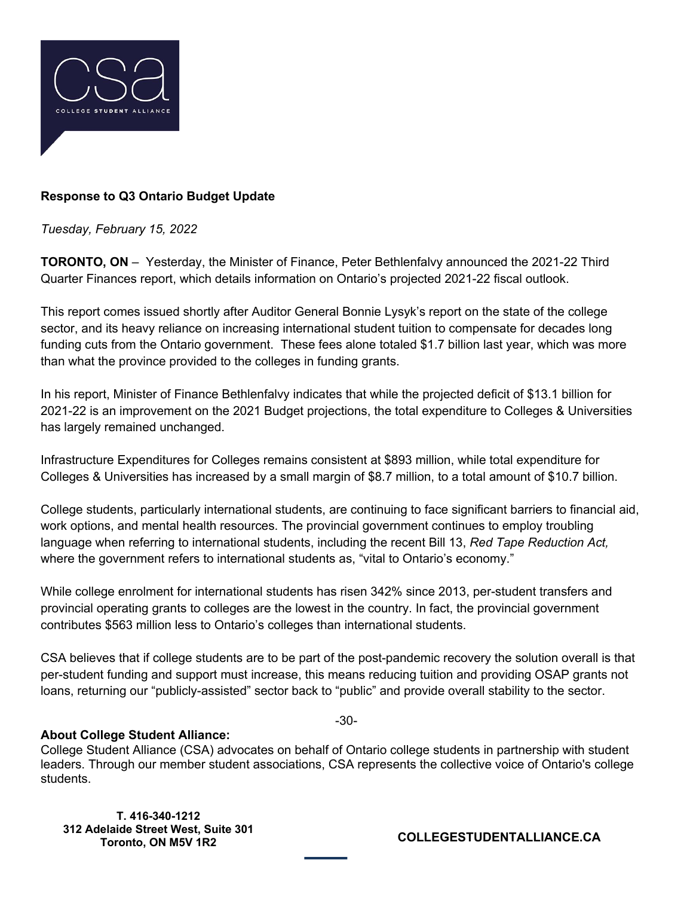csa
COLLEGE STUDENT ALLIANCE

**Response to Q3 Ontario Budget Update**

*Tuesday, February 15, 2022*

**TORONTO, ON** – Yesterday, the Minister of Finance, Peter Bethlenfalvy announced the 2021-22 Third Quarter Finances report, which details information on Ontario's projected 2021-22 fiscal outlook.

This report comes issued shortly after Auditor General Bonnie Lysyk's report on the state of the college sector, and its heavy reliance on increasing international student tuition to compensate for decades long funding cuts from the Ontario government. These fees alone totaled $1.7 billion last year, which was more than what the province provided to the colleges in funding grants.

In his report, Minister of Finance Bethlenfalvy indicates that while the projected deficit of $13.1 billion for 2021-22 is an improvement on the 2021 Budget projections, the total expenditure to Colleges & Universities has largely remained unchanged.

Infrastructure Expenditures for Colleges remains consistent at $893 million, while total expenditure for Colleges & Universities has increased by a small margin of $8.7 million, to a total amount of $10.7 billion.

College students, particularly international students, are continuing to face significant barriers to financial aid, work options, and mental health resources. The provincial government continues to employ troubling language when referring to international students, including the recent Bill 13, *Red Tape Reduction Act,* where the government refers to international students as, "vital to Ontario's economy."

While college enrolment for international students has risen 342% since 2013, per-student transfers and provincial operating grants to colleges are the lowest in the country. In fact, the provincial government contributes $563 million less to Ontario's colleges than international students.

CSA believes that if college students are to be part of the post-pandemic recovery the solution overall is that per-student funding and support must increase, this means reducing tuition and providing OSAP grants not loans, returning our "publicly-assisted" sector back to "public" and provide overall stability to the sector.

-30-

**About College Student Alliance:**
College Student Alliance (CSA) advocates on behalf of Ontario college students in partnership with student leaders. Through our member student associations, CSA represents the collective voice of Ontario's college students.

**T. 416-340-1212**
**312 Adelaide Street West, Suite 301**
**Toronto, ON M5V 1R2**

**COLLEGESTUDENTALLIANCE.CA**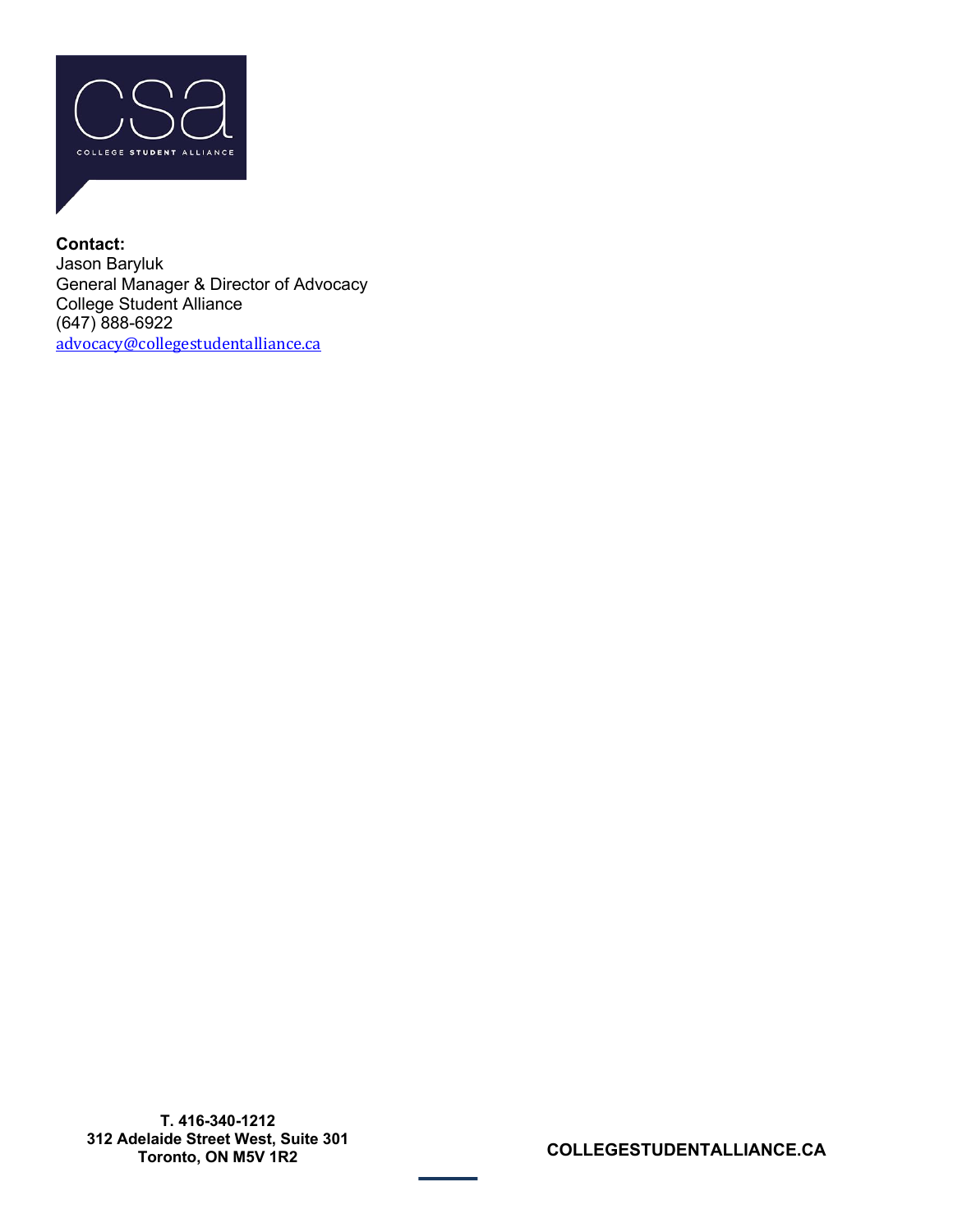**Contact:**
Jason Baryluk
General Manager & Director of Advocacy
College Student Alliance
(647) 888-6922
advocacy@collegestudentalliance.ca

T. 416-340-1212
312 Adelaide Street West, Suite 301
Toronto, ON M5V 1R2

COLLEGESTUDENTALLIANCE.CA